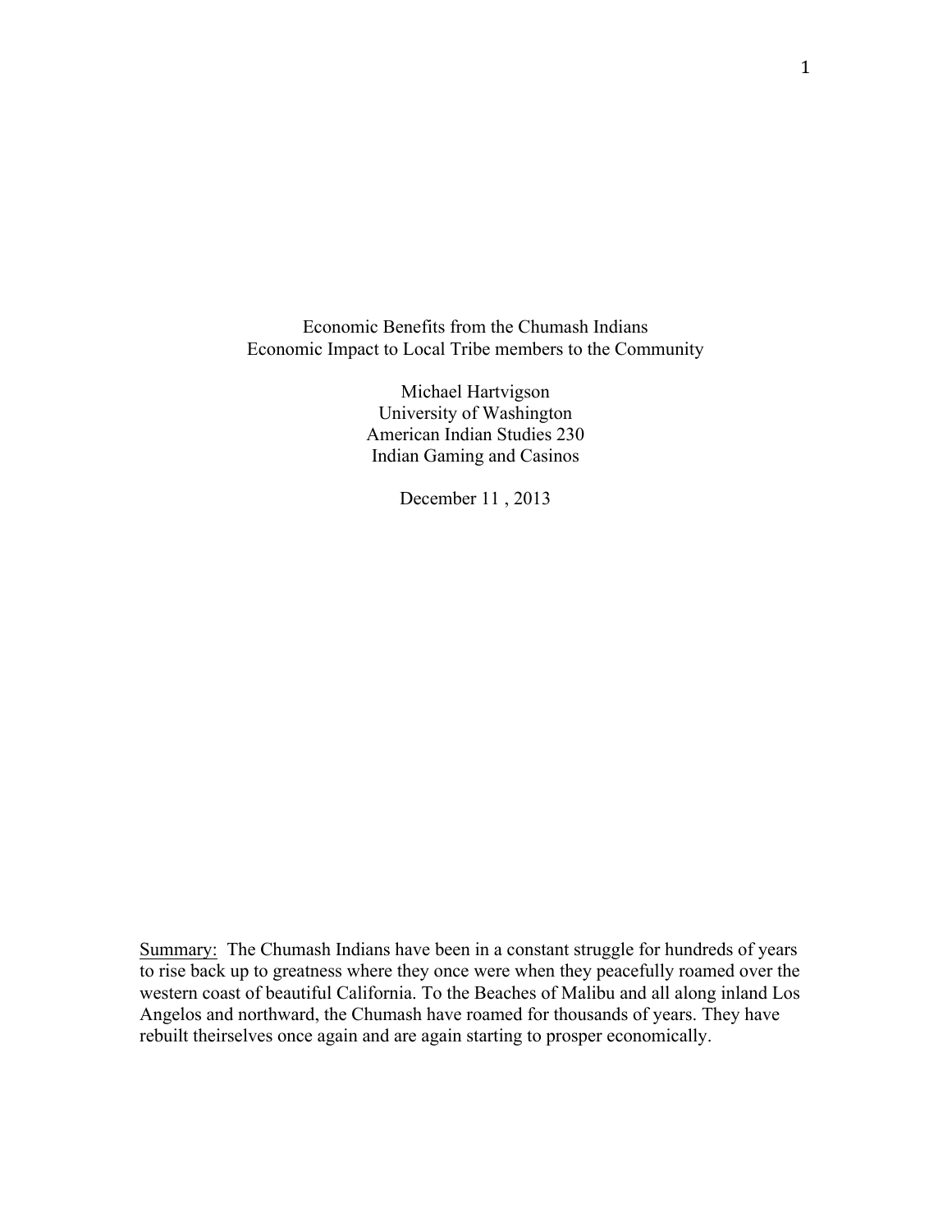# Economic Benefits from the Chumash Indians
## Economic Impact to Local Tribe members to the Community

Michael Hartvigson
University of Washington
American Indian Studies 230
Indian Gaming and Casinos

December 11 , 2013

Summary: The Chumash Indians have been in a constant struggle for hundreds of years to rise back up to greatness where they once were when they peacefully roamed over the western coast of beautiful California. To the Beaches of Malibu and all along inland Los Angelos and northward, the Chumash have roamed for thousands of years. They have rebuilt theirselves once again and are again starting to prosper economically.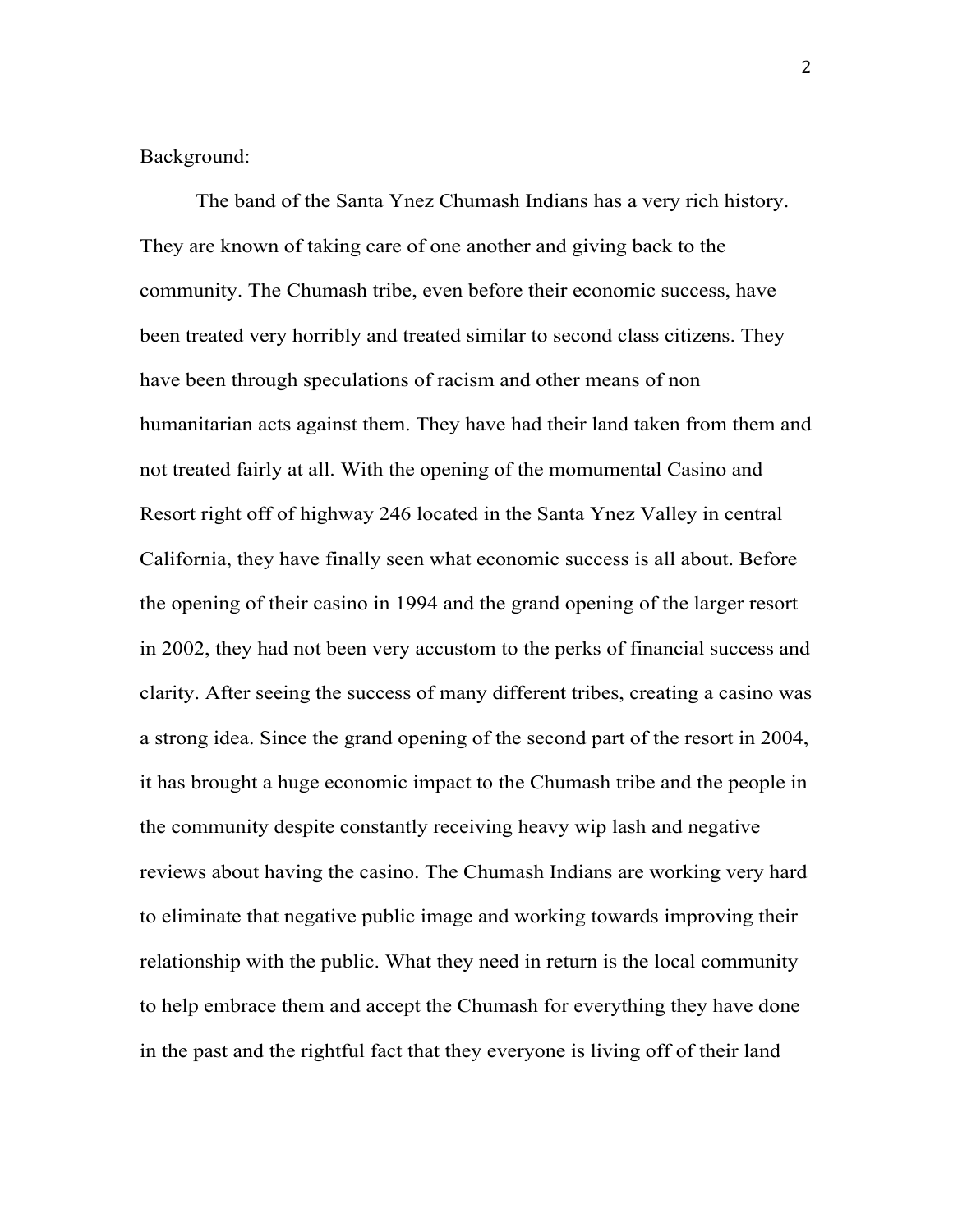Background:

The band of the Santa Ynez Chumash Indians has a very rich history. They are known of taking care of one another and giving back to the community. The Chumash tribe, even before their economic success, have been treated very horribly and treated similar to second class citizens. They have been through speculations of racism and other means of non humanitarian acts against them. They have had their land taken from them and not treated fairly at all. With the opening of the momumental Casino and Resort right off of highway 246 located in the Santa Ynez Valley in central California, they have finally seen what economic success is all about. Before the opening of their casino in 1994 and the grand opening of the larger resort in 2002, they had not been very accustom to the perks of financial success and clarity. After seeing the success of many different tribes, creating a casino was a strong idea. Since the grand opening of the second part of the resort in 2004, it has brought a huge economic impact to the Chumash tribe and the people in the community despite constantly receiving heavy wip lash and negative reviews about having the casino. The Chumash Indians are working very hard to eliminate that negative public image and working towards improving their relationship with the public. What they need in return is the local community to help embrace them and accept the Chumash for everything they have done in the past and the rightful fact that they everyone is living off of their land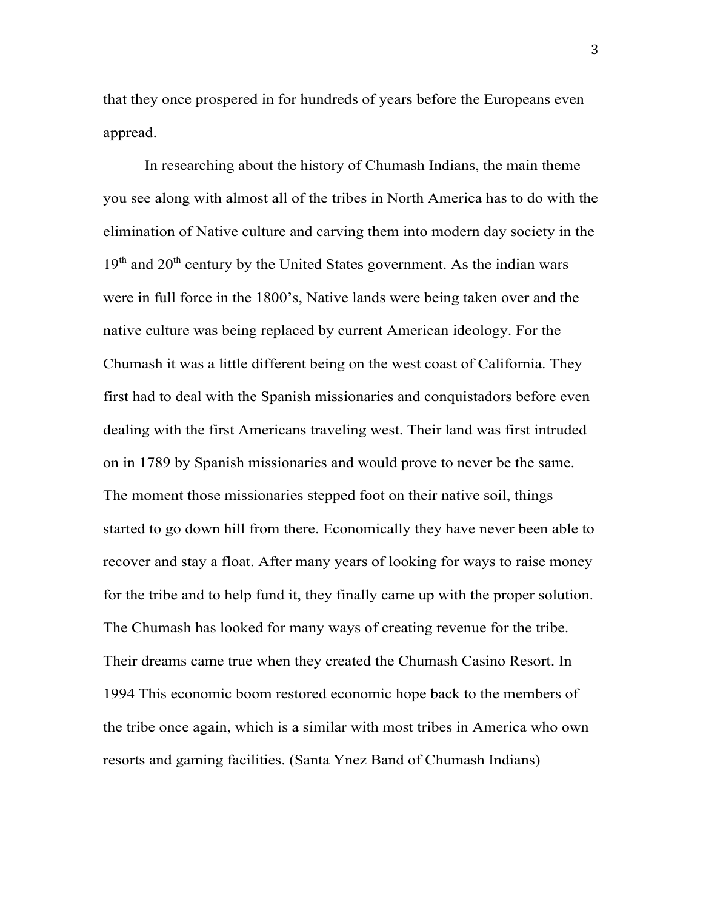that they once prospered in for hundreds of years before the Europeans even appread.

In researching about the history of Chumash Indians, the main theme you see along with almost all of the tribes in North America has to do with the elimination of Native culture and carving them into modern day society in the 19th and 20th century by the United States government. As the indian wars were in full force in the 1800's, Native lands were being taken over and the native culture was being replaced by current American ideology. For the Chumash it was a little different being on the west coast of California. They first had to deal with the Spanish missionaries and conquistadors before even dealing with the first Americans traveling west. Their land was first intruded on in 1789 by Spanish missionaries and would prove to never be the same. The moment those missionaries stepped foot on their native soil, things started to go down hill from there. Economically they have never been able to recover and stay a float. After many years of looking for ways to raise money for the tribe and to help fund it, they finally came up with the proper solution. The Chumash has looked for many ways of creating revenue for the tribe. Their dreams came true when they created the Chumash Casino Resort. In 1994 This economic boom restored economic hope back to the members of the tribe once again, which is a similar with most tribes in America who own resorts and gaming facilities. (Santa Ynez Band of Chumash Indians)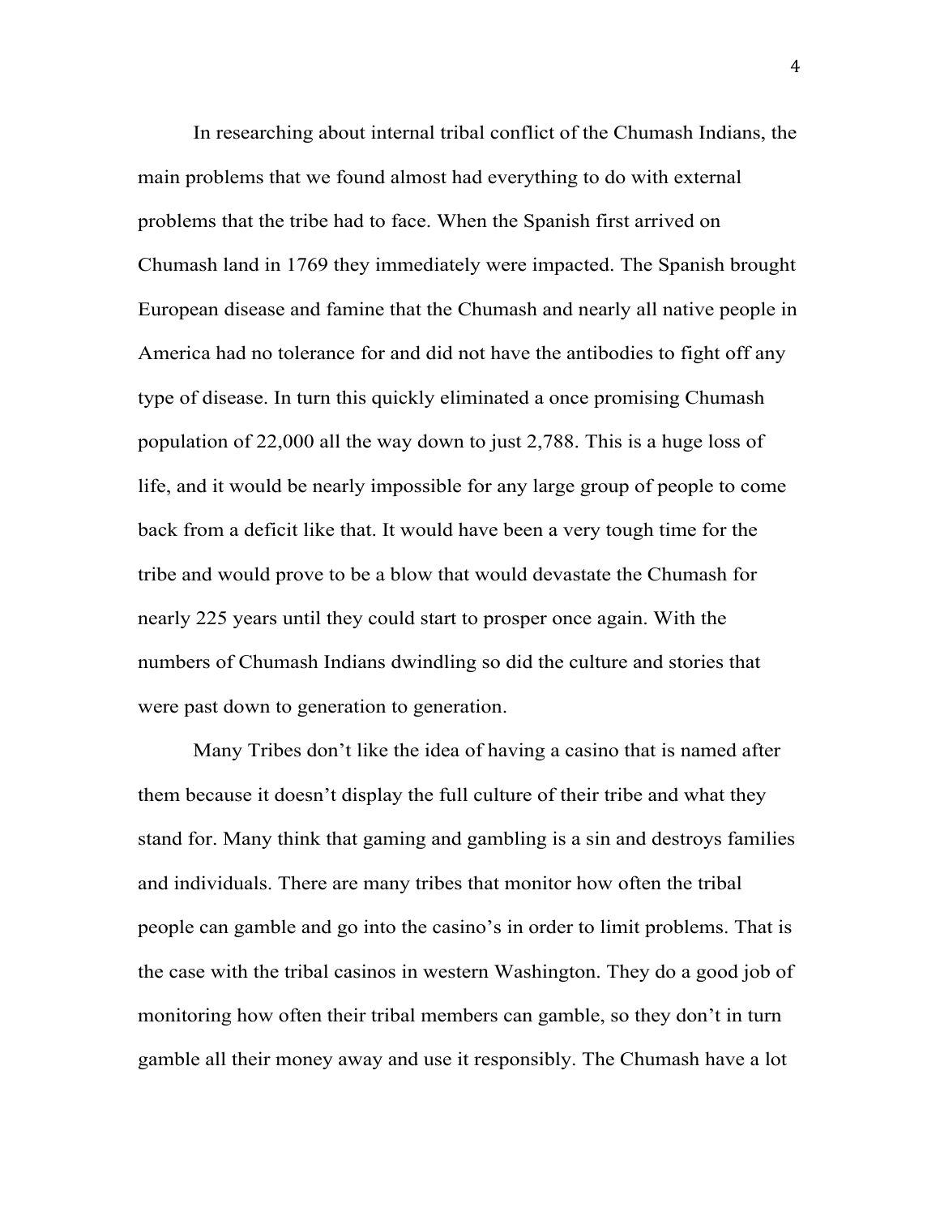In researching about internal tribal conflict of the Chumash Indians, the main problems that we found almost had everything to do with external problems that the tribe had to face. When the Spanish first arrived on Chumash land in 1769 they immediately were impacted. The Spanish brought European disease and famine that the Chumash and nearly all native people in America had no tolerance for and did not have the antibodies to fight off any type of disease. In turn this quickly eliminated a once promising Chumash population of 22,000 all the way down to just 2,788. This is a huge loss of life, and it would be nearly impossible for any large group of people to come back from a deficit like that. It would have been a very tough time for the tribe and would prove to be a blow that would devastate the Chumash for nearly 225 years until they could start to prosper once again. With the numbers of Chumash Indians dwindling so did the culture and stories that were past down to generation to generation.

Many Tribes don't like the idea of having a casino that is named after them because it doesn't display the full culture of their tribe and what they stand for. Many think that gaming and gambling is a sin and destroys families and individuals. There are many tribes that monitor how often the tribal people can gamble and go into the casino's in order to limit problems. That is the case with the tribal casinos in western Washington. They do a good job of monitoring how often their tribal members can gamble, so they don't in turn gamble all their money away and use it responsibly. The Chumash have a lot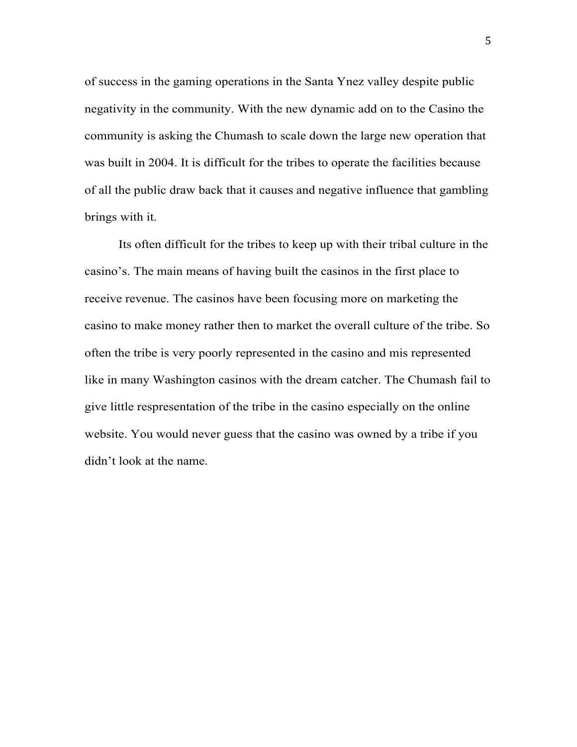of success in the gaming operations in the Santa Ynez valley despite public negativity in the community. With the new dynamic add on to the Casino the community is asking the Chumash to scale down the large new operation that was built in 2004. It is difficult for the tribes to operate the facilities because of all the public draw back that it causes and negative influence that gambling brings with it.

Its often difficult for the tribes to keep up with their tribal culture in the casino's. The main means of having built the casinos in the first place to receive revenue. The casinos have been focusing more on marketing the casino to make money rather then to market the overall culture of the tribe. So often the tribe is very poorly represented in the casino and mis represented like in many Washington casinos with the dream catcher. The Chumash fail to give little respresentation of the tribe in the casino especially on the online website. You would never guess that the casino was owned by a tribe if you didn't look at the name.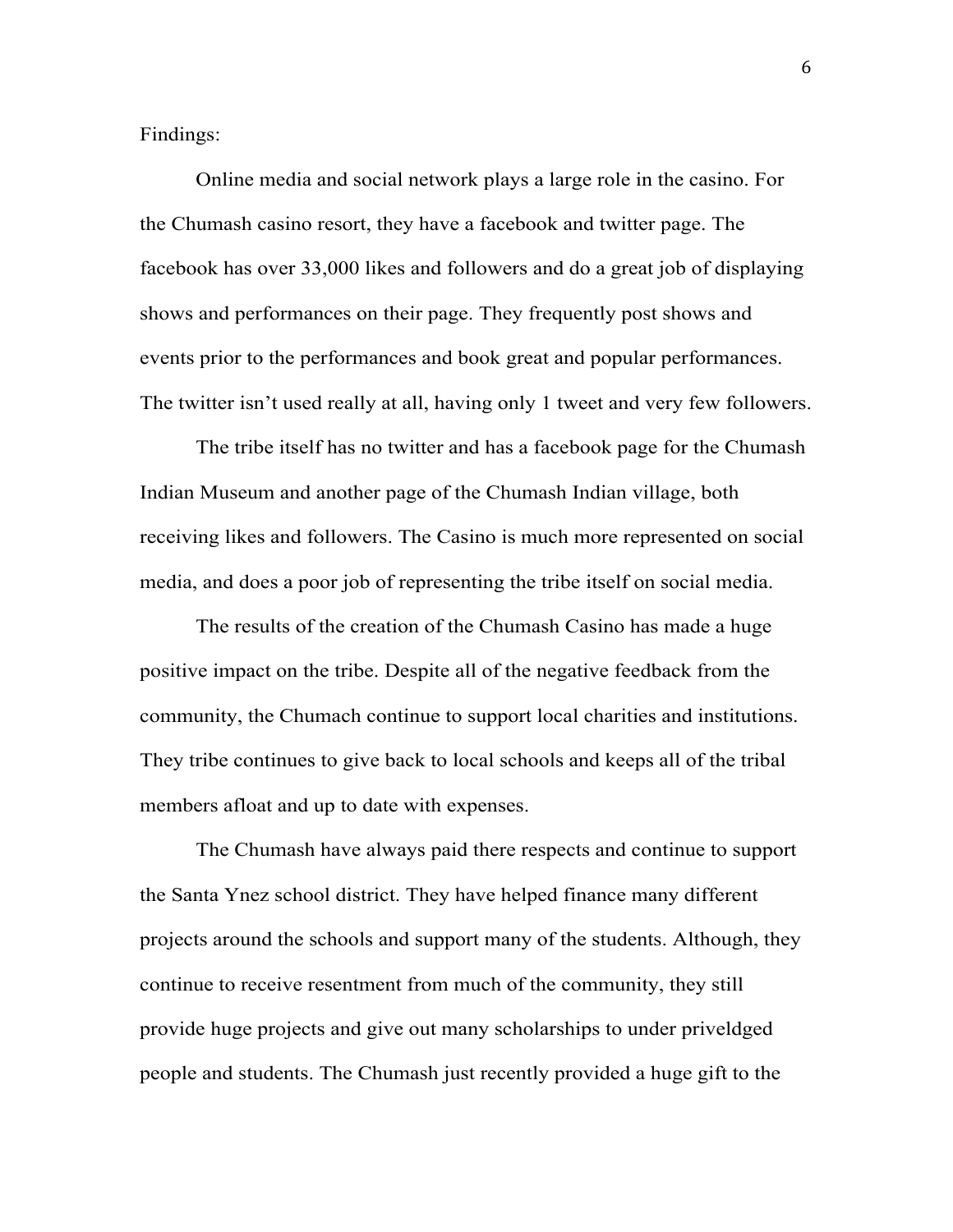Findings:

Online media and social network plays a large role in the casino. For the Chumash casino resort, they have a facebook and twitter page. The facebook has over 33,000 likes and followers and do a great job of displaying shows and performances on their page. They frequently post shows and events prior to the performances and book great and popular performances. The twitter isn't used really at all, having only 1 tweet and very few followers.

The tribe itself has no twitter and has a facebook page for the Chumash Indian Museum and another page of the Chumash Indian village, both receiving likes and followers. The Casino is much more represented on social media, and does a poor job of representing the tribe itself on social media.

The results of the creation of the Chumash Casino has made a huge positive impact on the tribe. Despite all of the negative feedback from the community, the Chumach continue to support local charities and institutions. They tribe continues to give back to local schools and keeps all of the tribal members afloat and up to date with expenses.

The Chumash have always paid there respects and continue to support the Santa Ynez school district. They have helped finance many different projects around the schools and support many of the students. Although, they continue to receive resentment from much of the community, they still provide huge projects and give out many scholarships to under priveldged people and students. The Chumash just recently provided a huge gift to the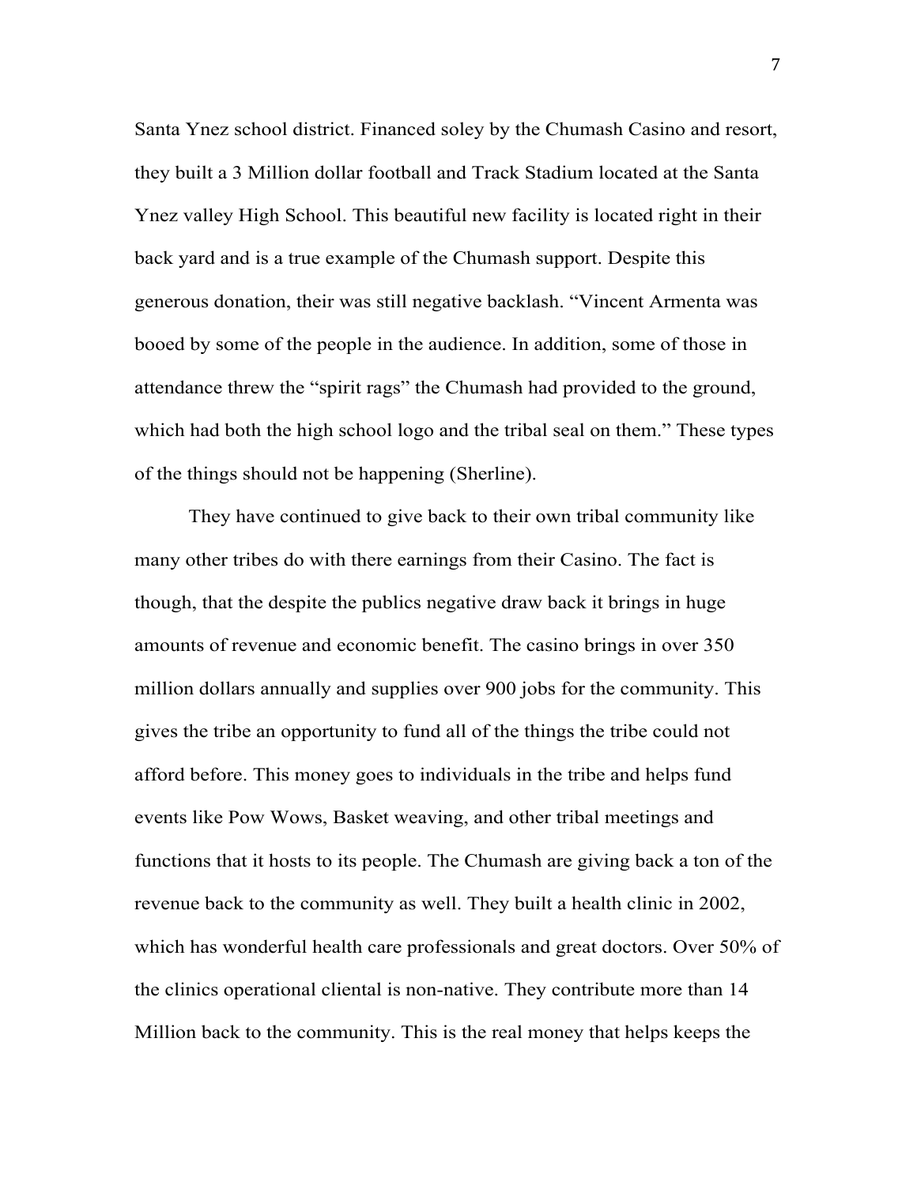Santa Ynez school district. Financed soley by the Chumash Casino and resort, they built a 3 Million dollar football and Track Stadium located at the Santa Ynez valley High School. This beautiful new facility is located right in their back yard and is a true example of the Chumash support. Despite this generous donation, their was still negative backlash. "Vincent Armenta was booed by some of the people in the audience. In addition, some of those in attendance threw the "spirit rags" the Chumash had provided to the ground, which had both the high school logo and the tribal seal on them." These types of the things should not be happening (Sherline).

They have continued to give back to their own tribal community like many other tribes do with there earnings from their Casino. The fact is though, that the despite the publics negative draw back it brings in huge amounts of revenue and economic benefit. The casino brings in over 350 million dollars annually and supplies over 900 jobs for the community. This gives the tribe an opportunity to fund all of the things the tribe could not afford before. This money goes to individuals in the tribe and helps fund events like Pow Wows, Basket weaving, and other tribal meetings and functions that it hosts to its people. The Chumash are giving back a ton of the revenue back to the community as well. They built a health clinic in 2002, which has wonderful health care professionals and great doctors. Over 50% of the clinics operational cliental is non-native. They contribute more than 14 Million back to the community. This is the real money that helps keeps the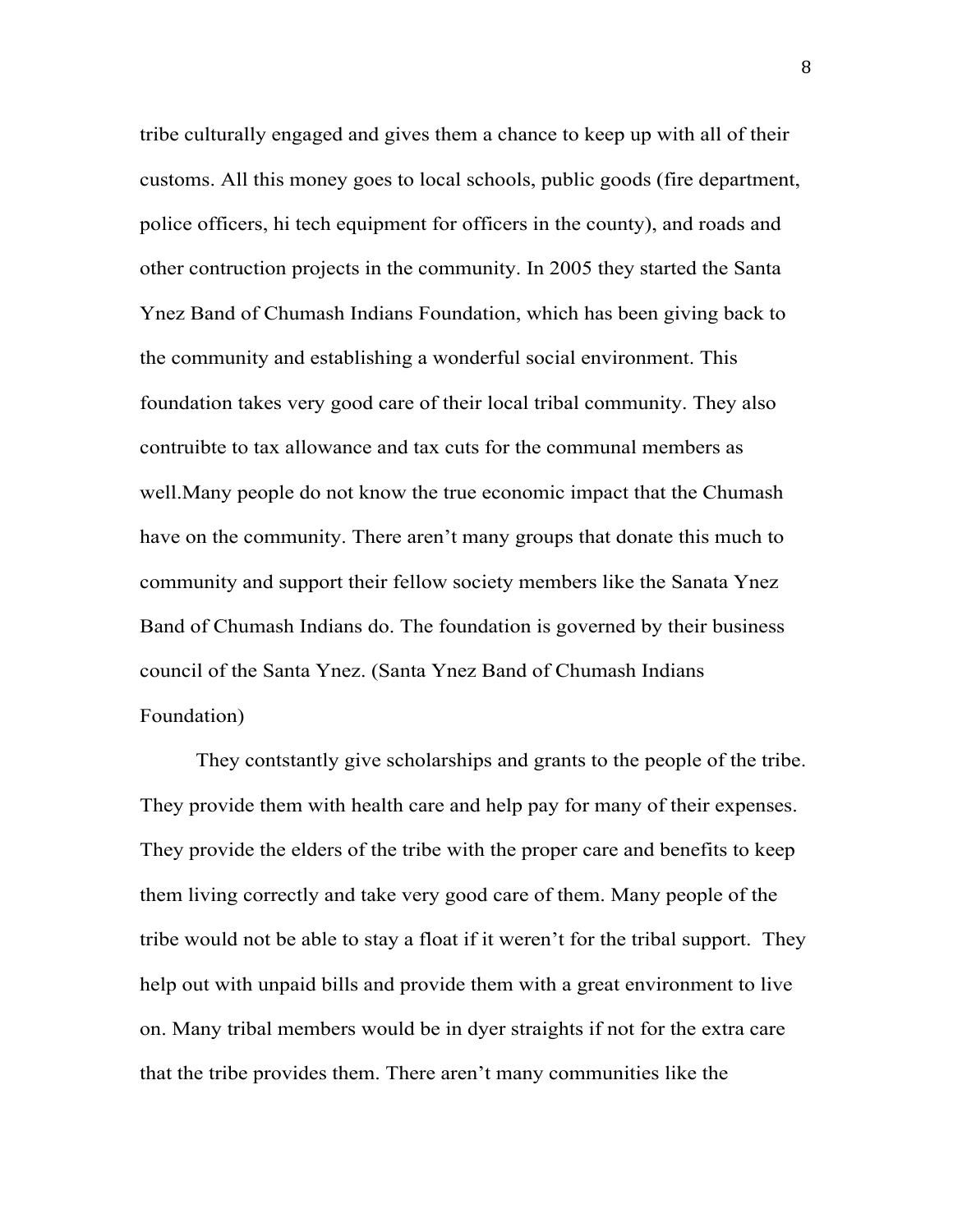tribe culturally engaged and gives them a chance to keep up with all of their customs. All this money goes to local schools, public goods (fire department, police officers, hi tech equipment for officers in the county), and roads and other contruction projects in the community. In 2005 they started the Santa Ynez Band of Chumash Indians Foundation, which has been giving back to the community and establishing a wonderful social environment. This foundation takes very good care of their local tribal community. They also contruibte to tax allowance and tax cuts for the communal members as well.Many people do not know the true economic impact that the Chumash have on the community. There aren't many groups that donate this much to community and support their fellow society members like the Sanata Ynez Band of Chumash Indians do. The foundation is governed by their business council of the Santa Ynez. (Santa Ynez Band of Chumash Indians Foundation)

They contstantly give scholarships and grants to the people of the tribe. They provide them with health care and help pay for many of their expenses. They provide the elders of the tribe with the proper care and benefits to keep them living correctly and take very good care of them. Many people of the tribe would not be able to stay a float if it weren't for the tribal support. They help out with unpaid bills and provide them with a great environment to live on. Many tribal members would be in dyer straights if not for the extra care that the tribe provides them. There aren't many communities like the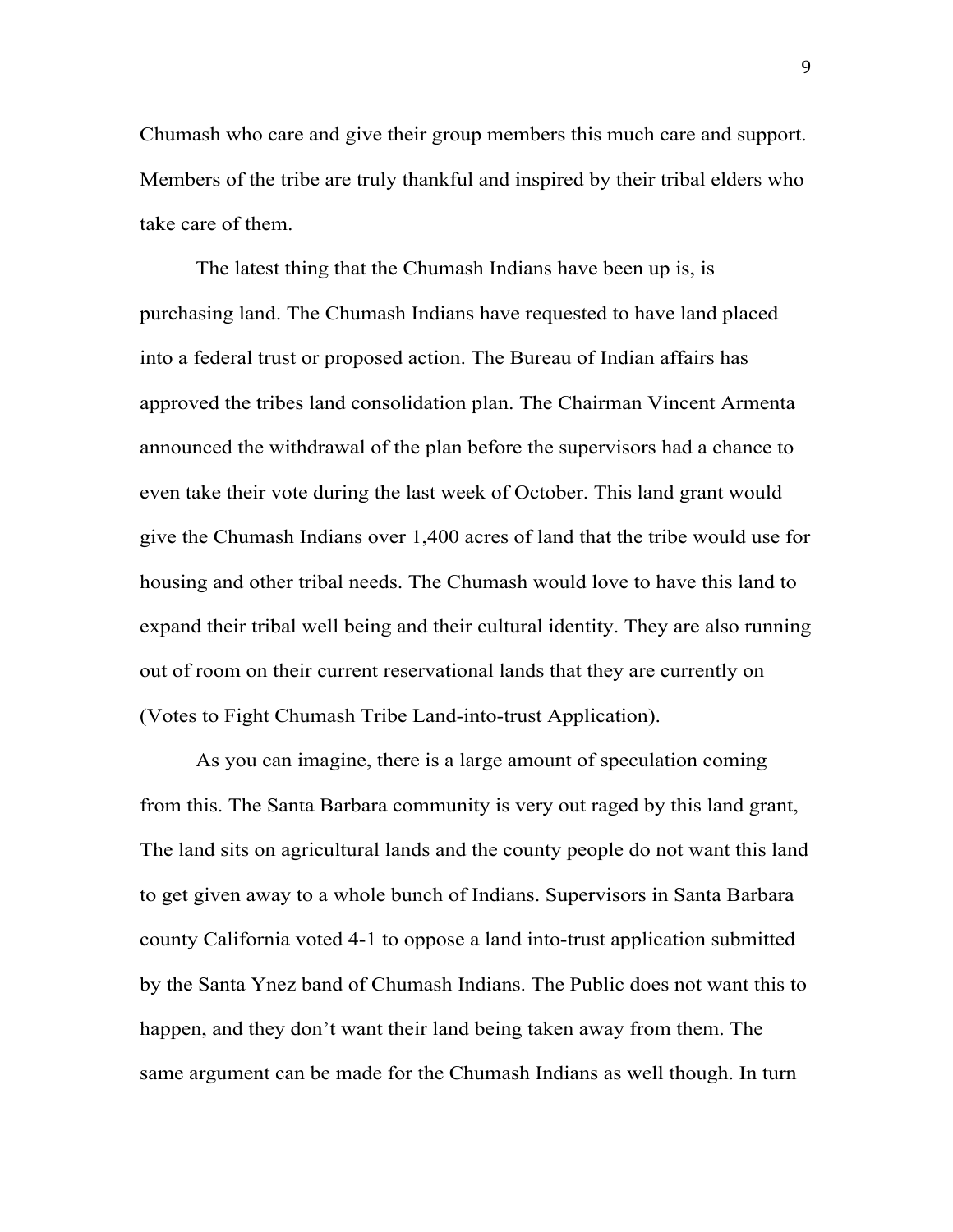Chumash who care and give their group members this much care and support. Members of the tribe are truly thankful and inspired by their tribal elders who take care of them.

The latest thing that the Chumash Indians have been up is, is purchasing land. The Chumash Indians have requested to have land placed into a federal trust or proposed action. The Bureau of Indian affairs has approved the tribes land consolidation plan. The Chairman Vincent Armenta announced the withdrawal of the plan before the supervisors had a chance to even take their vote during the last week of October. This land grant would give the Chumash Indians over 1,400 acres of land that the tribe would use for housing and other tribal needs. The Chumash would love to have this land to expand their tribal well being and their cultural identity. They are also running out of room on their current reservational lands that they are currently on (Votes to Fight Chumash Tribe Land-into-trust Application).

As you can imagine, there is a large amount of speculation coming from this. The Santa Barbara community is very out raged by this land grant, The land sits on agricultural lands and the county people do not want this land to get given away to a whole bunch of Indians. Supervisors in Santa Barbara county California voted 4-1 to oppose a land into-trust application submitted by the Santa Ynez band of Chumash Indians. The Public does not want this to happen, and they don't want their land being taken away from them. The same argument can be made for the Chumash Indians as well though. In turn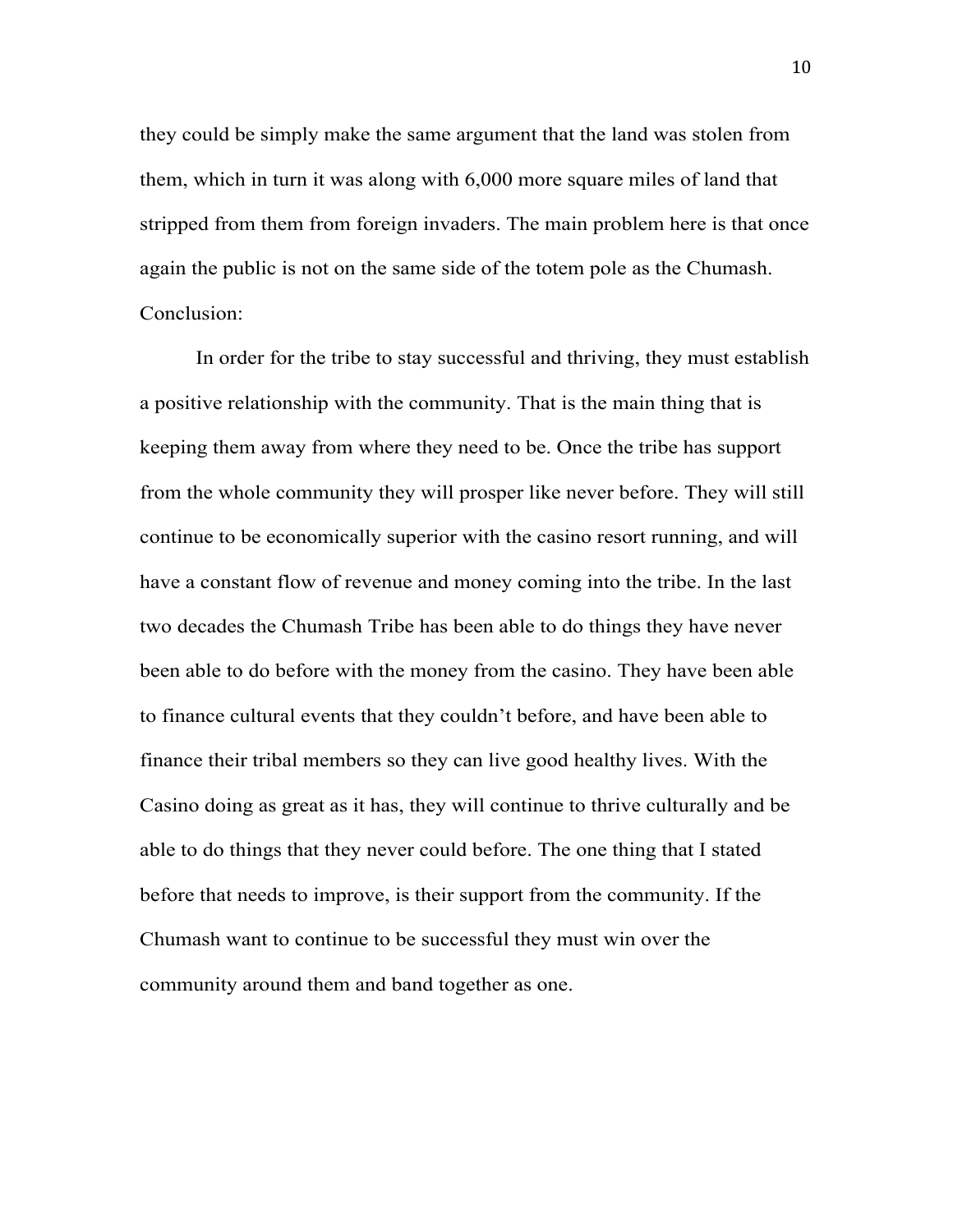they could be simply make the same argument that the land was stolen from them, which in turn it was along with 6,000 more square miles of land that stripped from them from foreign invaders. The main problem here is that once again the public is not on the same side of the totem pole as the Chumash.

Conclusion:

In order for the tribe to stay successful and thriving, they must establish a positive relationship with the community. That is the main thing that is keeping them away from where they need to be. Once the tribe has support from the whole community they will prosper like never before. They will still continue to be economically superior with the casino resort running, and will have a constant flow of revenue and money coming into the tribe. In the last two decades the Chumash Tribe has been able to do things they have never been able to do before with the money from the casino. They have been able to finance cultural events that they couldn't before, and have been able to finance their tribal members so they can live good healthy lives. With the Casino doing as great as it has, they will continue to thrive culturally and be able to do things that they never could before. The one thing that I stated before that needs to improve, is their support from the community. If the Chumash want to continue to be successful they must win over the community around them and band together as one.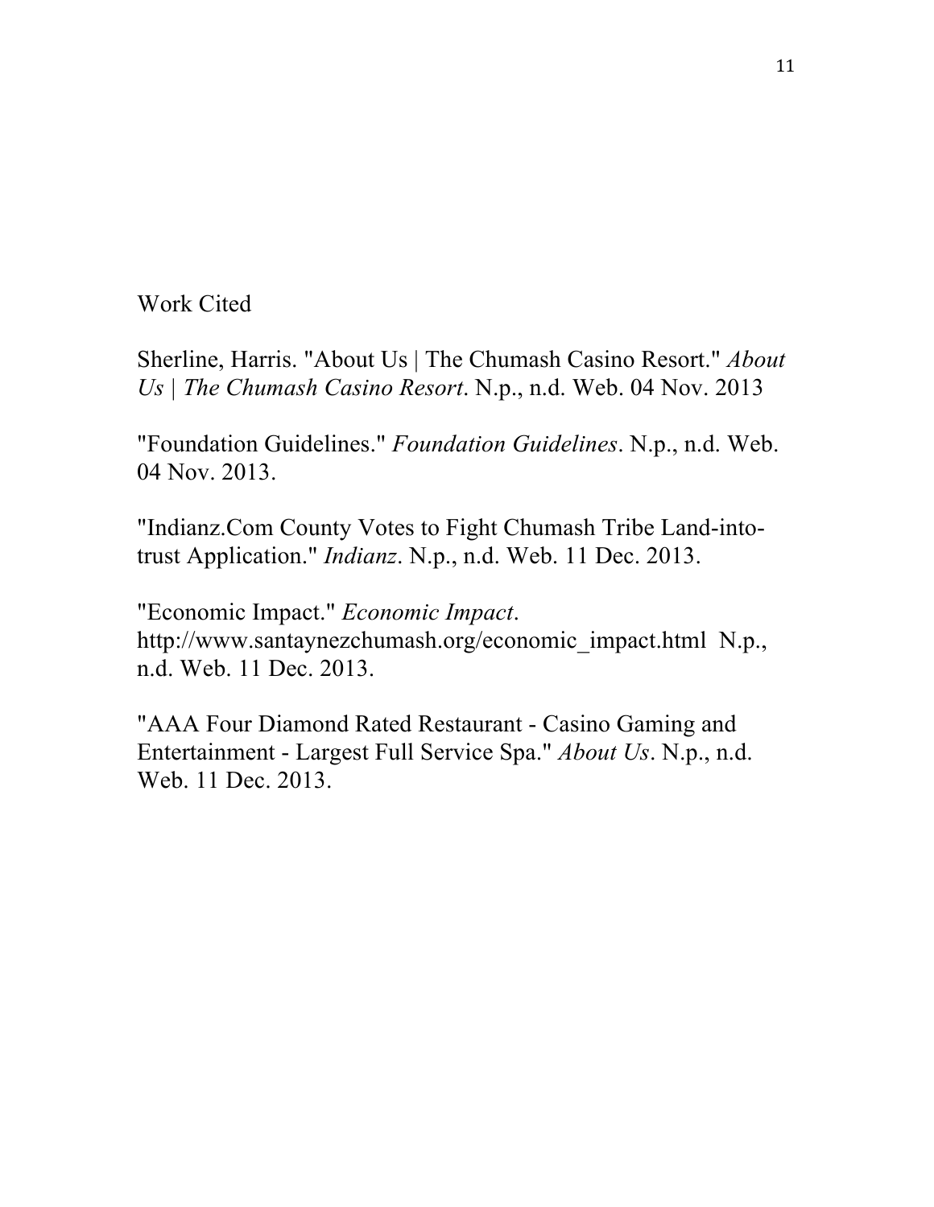Work Cited

Sherline, Harris. "About Us | The Chumash Casino Resort." *About Us | The Chumash Casino Resort*. N.p., n.d. Web. 04 Nov. 2013

"Foundation Guidelines." *Foundation Guidelines*. N.p., n.d. Web. 04 Nov. 2013.

"Indianz.Com County Votes to Fight Chumash Tribe Land-into-trust Application." *Indianz*. N.p., n.d. Web. 11 Dec. 2013.

"Economic Impact." *Economic Impact*. http://www.santaynezchumash.org/economic_impact.html N.p., n.d. Web. 11 Dec. 2013.

"AAA Four Diamond Rated Restaurant - Casino Gaming and Entertainment - Largest Full Service Spa." *About Us*. N.p., n.d. Web. 11 Dec. 2013.